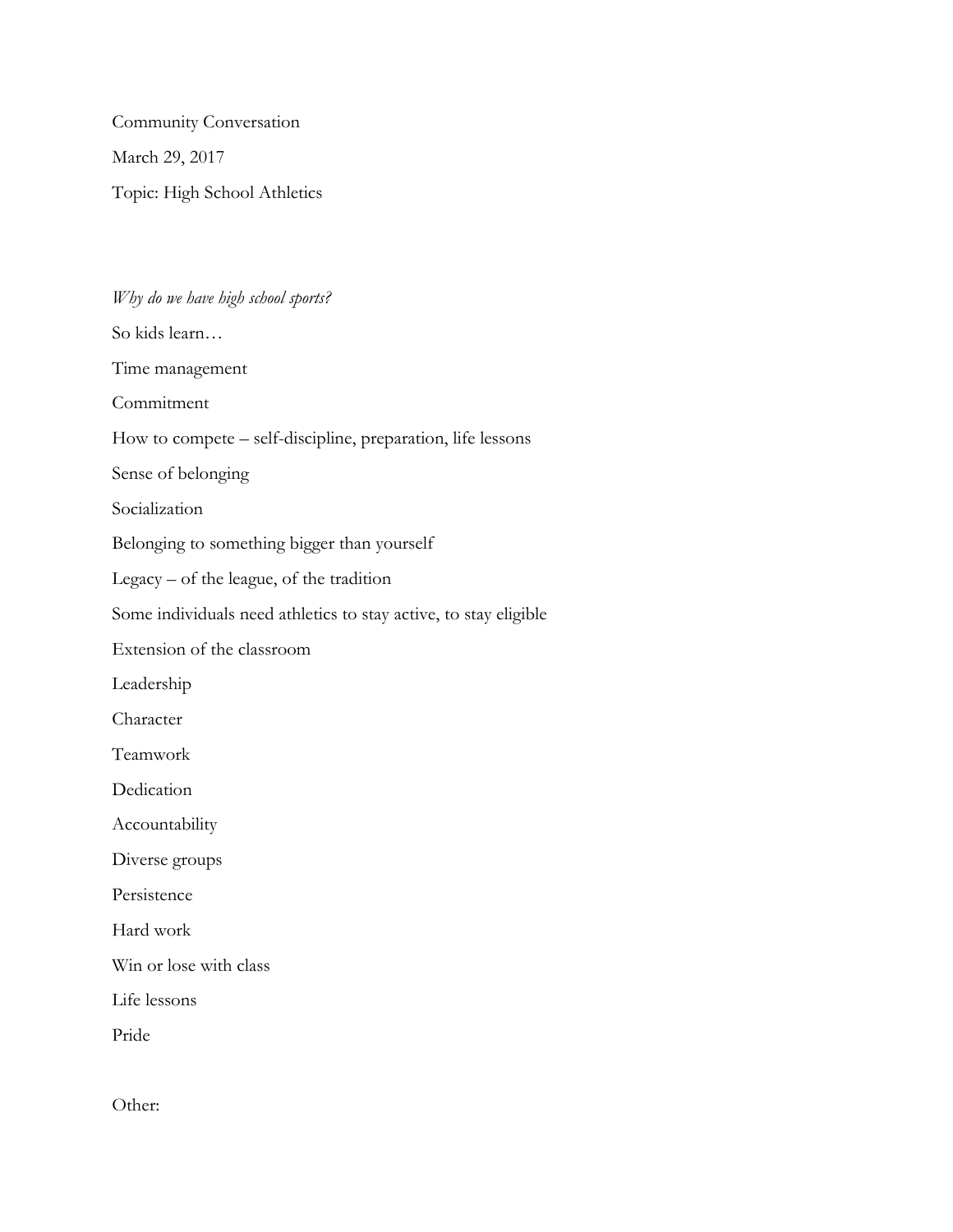Community Conversation

March 29, 2017

Topic: High School Athletics

*Why do we have high school sports?*

So kids learn…

Time management

Commitment

How to compete – self-discipline, preparation, life lessons

Sense of belonging

Socialization

Belonging to something bigger than yourself

Legacy – of the league, of the tradition

Some individuals need athletics to stay active, to stay eligible

Extension of the classroom

Leadership

Character

Teamwork

Dedication

Accountability

Diverse groups

Persistence

Hard work

Win or lose with class

Life lessons

Pride

Other: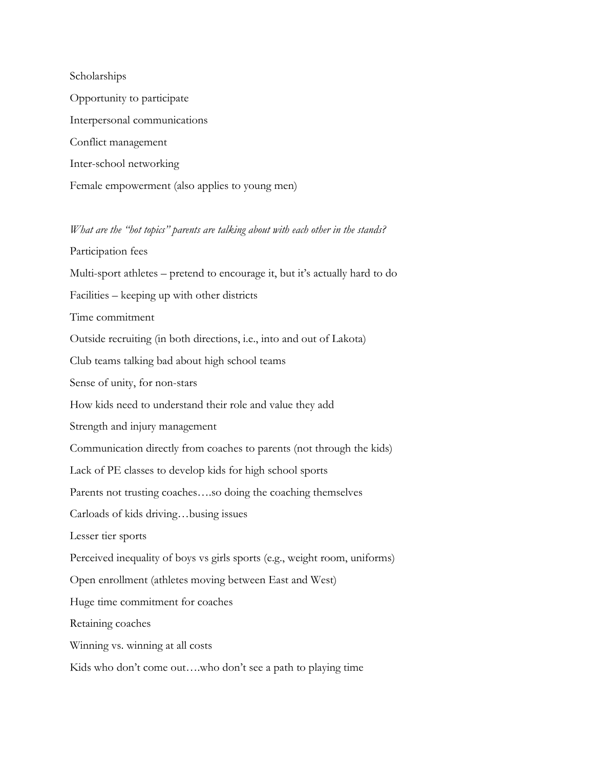Scholarships

Opportunity to participate

Interpersonal communications

Conflict management

Inter-school networking

Female empowerment (also applies to young men)

*What are the "hot topics" parents are talking about with each other in the stands?*

Participation fees

Multi-sport athletes – pretend to encourage it, but it's actually hard to do

Facilities – keeping up with other districts

Time commitment

Outside recruiting (in both directions, i.e., into and out of Lakota)

Club teams talking bad about high school teams

Sense of unity, for non-stars

How kids need to understand their role and value they add

Strength and injury management

Communication directly from coaches to parents (not through the kids)

Lack of PE classes to develop kids for high school sports

Parents not trusting coaches….so doing the coaching themselves

Carloads of kids driving…busing issues

Lesser tier sports

Perceived inequality of boys vs girls sports (e.g., weight room, uniforms)

Open enrollment (athletes moving between East and West)

Huge time commitment for coaches

Retaining coaches

Winning vs. winning at all costs

Kids who don't come out….who don't see a path to playing time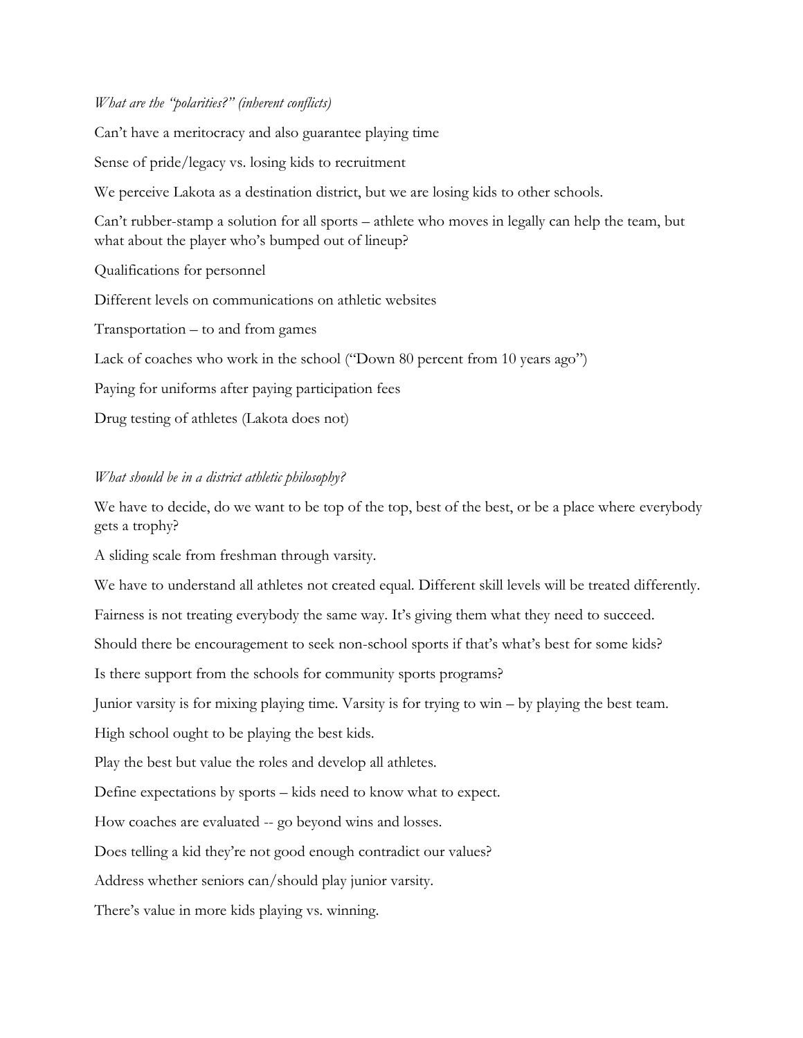*What are the "polarities?" (inherent conflicts)*

Can't have a meritocracy and also guarantee playing time

Sense of pride/legacy vs. losing kids to recruitment

We perceive Lakota as a destination district, but we are losing kids to other schools.

Can't rubber-stamp a solution for all sports – athlete who moves in legally can help the team, but what about the player who's bumped out of lineup?

Qualifications for personnel

Different levels on communications on athletic websites

Transportation – to and from games

Lack of coaches who work in the school ("Down 80 percent from 10 years ago")

Paying for uniforms after paying participation fees

Drug testing of athletes (Lakota does not)

*What should be in a district athletic philosophy?*

We have to decide, do we want to be top of the top, best of the best, or be a place where everybody gets a trophy?

A sliding scale from freshman through varsity.

We have to understand all athletes not created equal. Different skill levels will be treated differently.

Fairness is not treating everybody the same way. It's giving them what they need to succeed.

Should there be encouragement to seek non-school sports if that's what's best for some kids?

Is there support from the schools for community sports programs?

Junior varsity is for mixing playing time. Varsity is for trying to win – by playing the best team.

High school ought to be playing the best kids.

Play the best but value the roles and develop all athletes.

Define expectations by sports – kids need to know what to expect.

How coaches are evaluated -- go beyond wins and losses.

Does telling a kid they're not good enough contradict our values?

Address whether seniors can/should play junior varsity.

There's value in more kids playing vs. winning.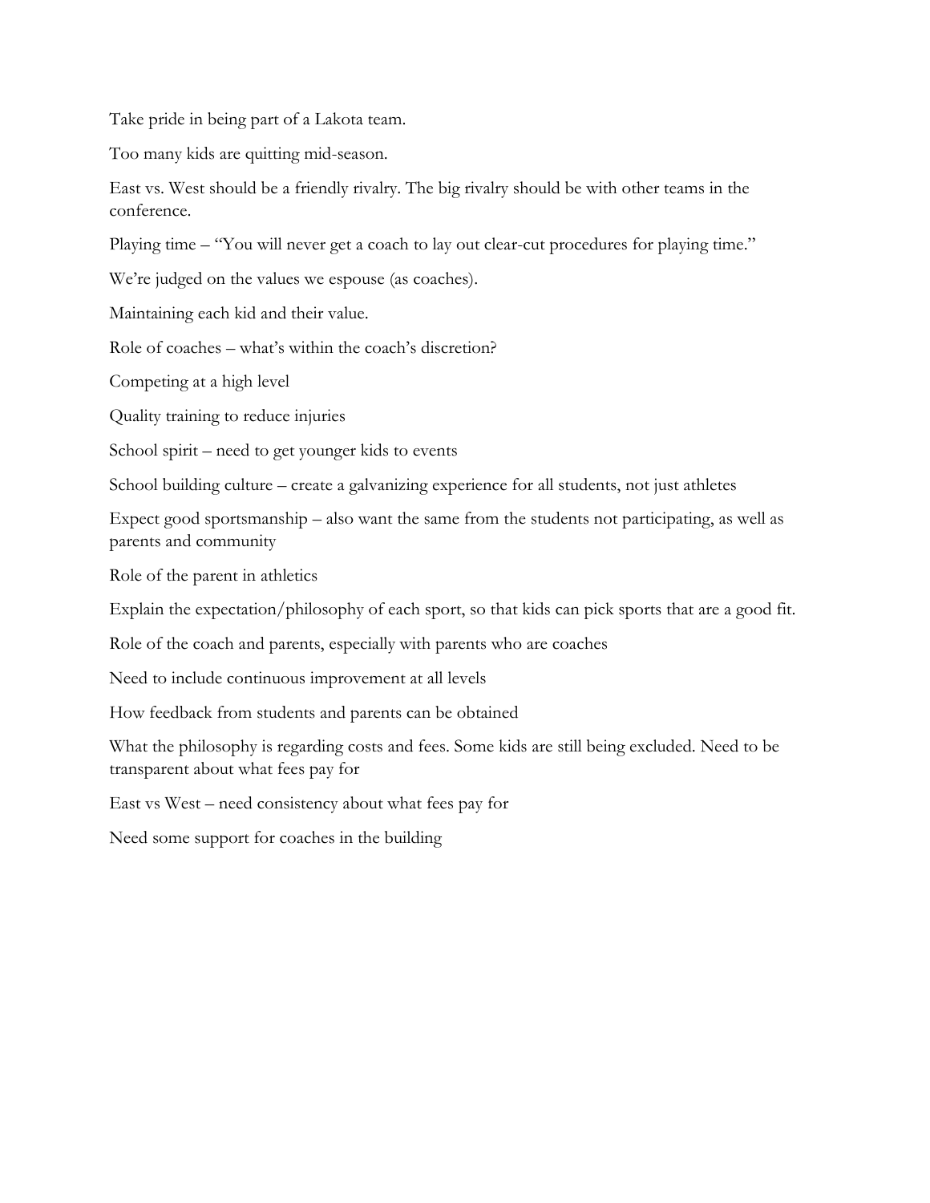Take pride in being part of a Lakota team.

Too many kids are quitting mid-season.

East vs. West should be a friendly rivalry. The big rivalry should be with other teams in the conference.

Playing time – "You will never get a coach to lay out clear-cut procedures for playing time."

We're judged on the values we espouse (as coaches).

Maintaining each kid and their value.

Role of coaches – what's within the coach's discretion?

Competing at a high level

Quality training to reduce injuries

School spirit – need to get younger kids to events

School building culture – create a galvanizing experience for all students, not just athletes

Expect good sportsmanship – also want the same from the students not participating, as well as parents and community

Role of the parent in athletics

Explain the expectation/philosophy of each sport, so that kids can pick sports that are a good fit.

Role of the coach and parents, especially with parents who are coaches

Need to include continuous improvement at all levels

How feedback from students and parents can be obtained

What the philosophy is regarding costs and fees. Some kids are still being excluded. Need to be transparent about what fees pay for

East vs West – need consistency about what fees pay for

Need some support for coaches in the building